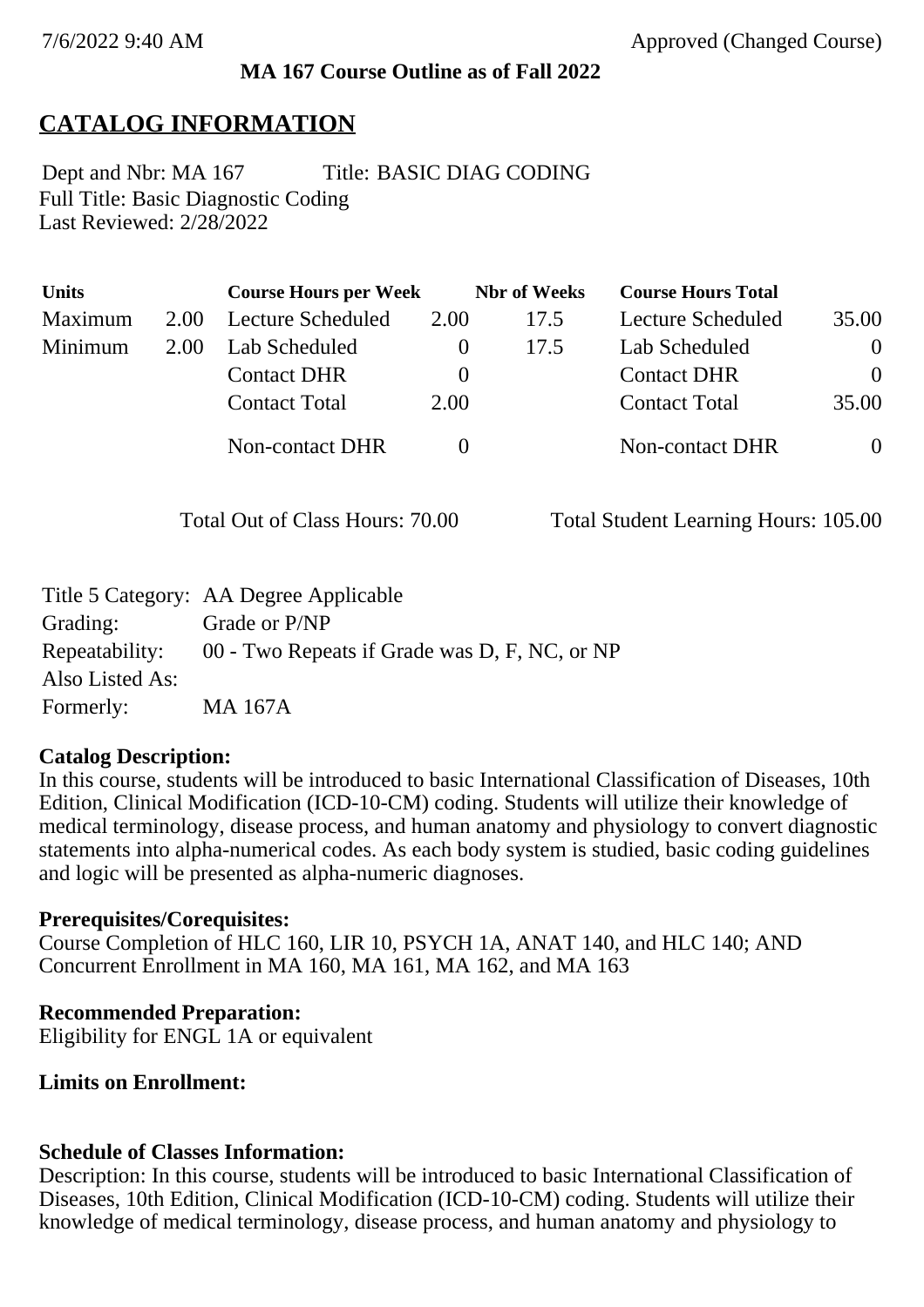7/6/2022 9:40 AM Approved (Changed Course)

**MA 167 Course Outline as of Fall 2022**

# CATALOG INFORMATION

Dept and Nbr: MA 167 Title: BASIC DIAG CODING
Full Title: Basic Diagnostic Coding
Last Reviewed: 2/28/2022

| Units | | Course Hours per Week | | Nbr of Weeks | Course Hours Total | |
|---|---|---|---|---|---|---|
| Maximum | 2.00 | Lecture Scheduled | 2.00 | 17.5 | Lecture Scheduled | 35.00 |
| Minimum | 2.00 | Lab Scheduled | 0 | 17.5 | Lab Scheduled | 0 |
| | | Contact DHR | 0 | | Contact DHR | 0 |
| | | Contact Total | 2.00 | | Contact Total | 35.00 |
| | | Non-contact DHR | 0 | | Non-contact DHR | 0 |

Total Out of Class Hours: 70.00 Total Student Learning Hours: 105.00

| | |
|---|---|
| Title 5 Category: | AA Degree Applicable |
| Grading: | Grade or P/NP |
| Repeatability: | 00 - Two Repeats if Grade was D, F, NC, or NP |
| Also Listed As: | |
| Formerly: | MA 167A |

**Catalog Description:**
In this course, students will be introduced to basic International Classification of Diseases, 10th Edition, Clinical Modification (ICD-10-CM) coding. Students will utilize their knowledge of medical terminology, disease process, and human anatomy and physiology to convert diagnostic statements into alpha-numerical codes. As each body system is studied, basic coding guidelines and logic will be presented as alpha-numeric diagnoses.

**Prerequisites/Corequisites:**
Course Completion of HLC 160, LIR 10, PSYCH 1A, ANAT 140, and HLC 140; AND Concurrent Enrollment in MA 160, MA 161, MA 162, and MA 163

**Recommended Preparation:**
Eligibility for ENGL 1A or equivalent

**Limits on Enrollment:**

**Schedule of Classes Information:**
Description: In this course, students will be introduced to basic International Classification of Diseases, 10th Edition, Clinical Modification (ICD-10-CM) coding. Students will utilize their knowledge of medical terminology, disease process, and human anatomy and physiology to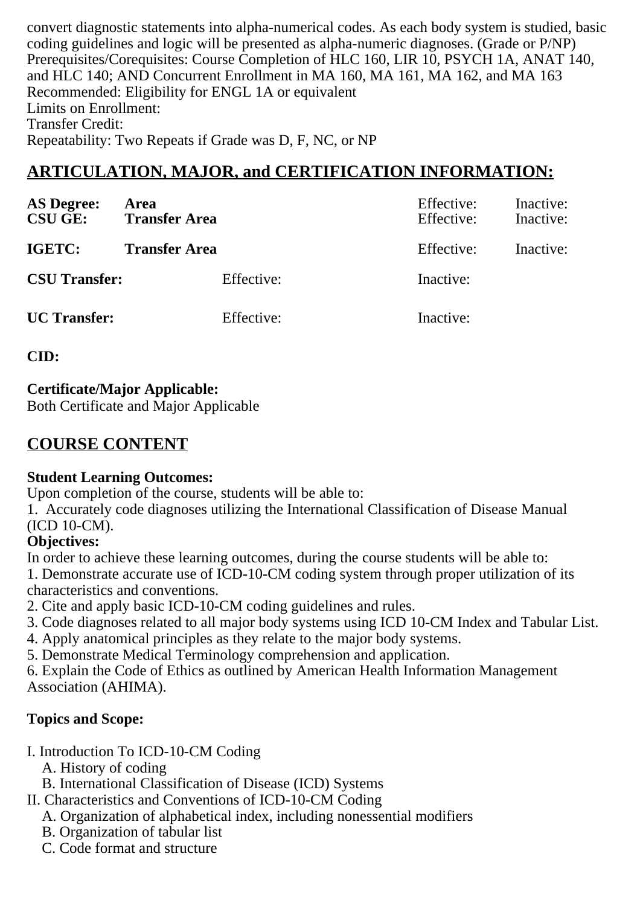convert diagnostic statements into alpha-numerical codes. As each body system is studied, basic coding guidelines and logic will be presented as alpha-numeric diagnoses. (Grade or P/NP)
Prerequisites/Corequisites: Course Completion of HLC 160, LIR 10, PSYCH 1A, ANAT 140, and HLC 140; AND Concurrent Enrollment in MA 160, MA 161, MA 162, and MA 163
Recommended: Eligibility for ENGL 1A or equivalent
Limits on Enrollment:
Transfer Credit:
Repeatability: Two Repeats if Grade was D, F, NC, or NP

## ARTICULATION, MAJOR, and CERTIFICATION INFORMATION:

| | | | |
|---|---|---|---|
| **AS Degree:** | **Area** | Effective: | Inactive: |
| **CSU GE:** | **Transfer Area** | Effective: | Inactive: |
| **IGETC:** | **Transfer Area** | Effective: | Inactive: |
| **CSU Transfer:** | Effective: | Inactive: | |
| **UC Transfer:** | Effective: | Inactive: | |

**CID:**

**Certificate/Major Applicable:**
Both Certificate and Major Applicable

## COURSE CONTENT

**Student Learning Outcomes:**
Upon completion of the course, students will be able to:
1. Accurately code diagnoses utilizing the International Classification of Disease Manual (ICD 10-CM).

**Objectives:**
In order to achieve these learning outcomes, during the course students will be able to:
1. Demonstrate accurate use of ICD-10-CM coding system through proper utilization of its characteristics and conventions.
2. Cite and apply basic ICD-10-CM coding guidelines and rules.
3. Code diagnoses related to all major body systems using ICD 10-CM Index and Tabular List.
4. Apply anatomical principles as they relate to the major body systems.
5. Demonstrate Medical Terminology comprehension and application.
6. Explain the Code of Ethics as outlined by American Health Information Management Association (AHIMA).

**Topics and Scope:**

I. Introduction To ICD-10-CM Coding
   A. History of coding
   B. International Classification of Disease (ICD) Systems
II. Characteristics and Conventions of ICD-10-CM Coding
   A. Organization of alphabetical index, including nonessential modifiers
   B. Organization of tabular list
   C. Code format and structure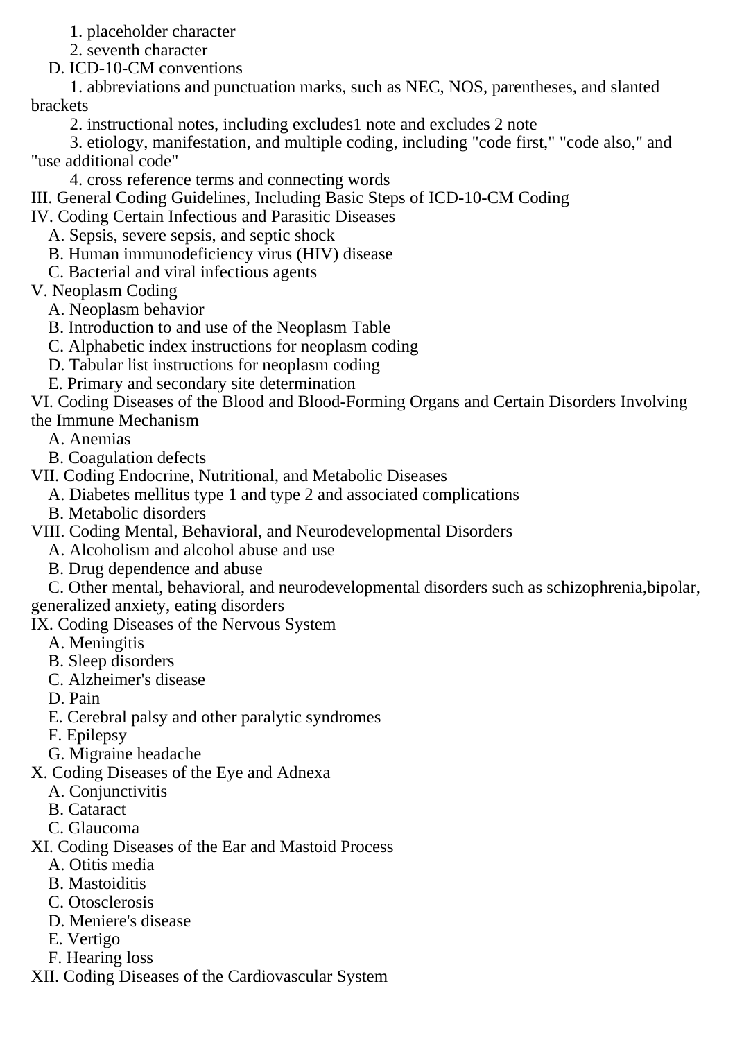1. placeholder character
        2. seventh character
    D. ICD-10-CM conventions
        1. abbreviations and punctuation marks, such as NEC, NOS, parentheses, and slanted brackets
        2. instructional notes, including excludes1 note and excludes 2 note
        3. etiology, manifestation, and multiple coding, including "code first," "code also," and "use additional code"
        4. cross reference terms and connecting words

III. General Coding Guidelines, Including Basic Steps of ICD-10-CM Coding

IV. Coding Certain Infectious and Parasitic Diseases
    A. Sepsis, severe sepsis, and septic shock
    B. Human immunodeficiency virus (HIV) disease
    C. Bacterial and viral infectious agents

V. Neoplasm Coding
    A. Neoplasm behavior
    B. Introduction to and use of the Neoplasm Table
    C. Alphabetic index instructions for neoplasm coding
    D. Tabular list instructions for neoplasm coding
    E. Primary and secondary site determination

VI. Coding Diseases of the Blood and Blood-Forming Organs and Certain Disorders Involving the Immune Mechanism
    A. Anemias
    B. Coagulation defects

VII. Coding Endocrine, Nutritional, and Metabolic Diseases
    A. Diabetes mellitus type 1 and type 2 and associated complications
    B. Metabolic disorders

VIII. Coding Mental, Behavioral, and Neurodevelopmental Disorders
    A. Alcoholism and alcohol abuse and use
    B. Drug dependence and abuse
    C. Other mental, behavioral, and neurodevelopmental disorders such as schizophrenia,bipolar, generalized anxiety, eating disorders

IX. Coding Diseases of the Nervous System
    A. Meningitis
    B. Sleep disorders
    C. Alzheimer's disease
    D. Pain
    E. Cerebral palsy and other paralytic syndromes
    F. Epilepsy
    G. Migraine headache

X. Coding Diseases of the Eye and Adnexa
    A. Conjunctivitis
    B. Cataract
    C. Glaucoma

XI. Coding Diseases of the Ear and Mastoid Process
    A. Otitis media
    B. Mastoiditis
    C. Otosclerosis
    D. Meniere's disease
    E. Vertigo
    F. Hearing loss

XII. Coding Diseases of the Cardiovascular System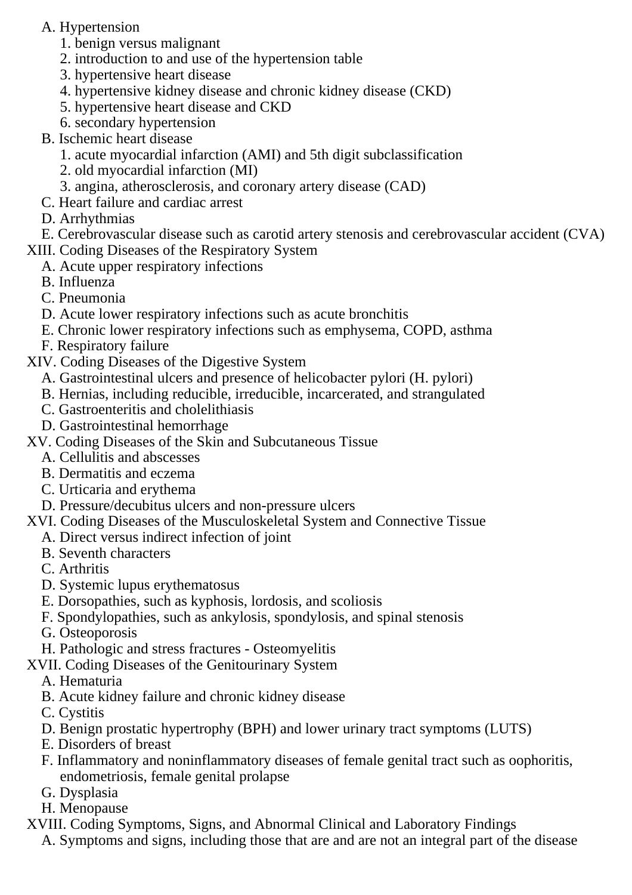- A. Hypertension
  - 1. benign versus malignant
  - 2. introduction to and use of the hypertension table
  - 3. hypertensive heart disease
  - 4. hypertensive kidney disease and chronic kidney disease (CKD)
  - 5. hypertensive heart disease and CKD
  - 6. secondary hypertension
- B. Ischemic heart disease
  - 1. acute myocardial infarction (AMI) and 5th digit subclassification
  - 2. old myocardial infarction (MI)
  - 3. angina, atherosclerosis, and coronary artery disease (CAD)
- C. Heart failure and cardiac arrest
- D. Arrhythmias
- E. Cerebrovascular disease such as carotid artery stenosis and cerebrovascular accident (CVA)

XIII. Coding Diseases of the Respiratory System
- A. Acute upper respiratory infections
- B. Influenza
- C. Pneumonia
- D. Acute lower respiratory infections such as acute bronchitis
- E. Chronic lower respiratory infections such as emphysema, COPD, asthma
- F. Respiratory failure

XIV. Coding Diseases of the Digestive System
- A. Gastrointestinal ulcers and presence of helicobacter pylori (H. pylori)
- B. Hernias, including reducible, irreducible, incarcerated, and strangulated
- C. Gastroenteritis and cholelithiasis
- D. Gastrointestinal hemorrhage

XV. Coding Diseases of the Skin and Subcutaneous Tissue
- A. Cellulitis and abscesses
- B. Dermatitis and eczema
- C. Urticaria and erythema
- D. Pressure/decubitus ulcers and non-pressure ulcers

XVI. Coding Diseases of the Musculoskeletal System and Connective Tissue
- A. Direct versus indirect infection of joint
- B. Seventh characters
- C. Arthritis
- D. Systemic lupus erythematosus
- E. Dorsopathies, such as kyphosis, lordosis, and scoliosis
- F. Spondylopathies, such as ankylosis, spondylosis, and spinal stenosis
- G. Osteoporosis
- H. Pathologic and stress fractures - Osteomyelitis

XVII. Coding Diseases of the Genitourinary System
- A. Hematuria
- B. Acute kidney failure and chronic kidney disease
- C. Cystitis
- D. Benign prostatic hypertrophy (BPH) and lower urinary tract symptoms (LUTS)
- E. Disorders of breast
- F. Inflammatory and noninflammatory diseases of female genital tract such as oophoritis, endometriosis, female genital prolapse
- G. Dysplasia
- H. Menopause

XVIII. Coding Symptoms, Signs, and Abnormal Clinical and Laboratory Findings
- A. Symptoms and signs, including those that are and are not an integral part of the disease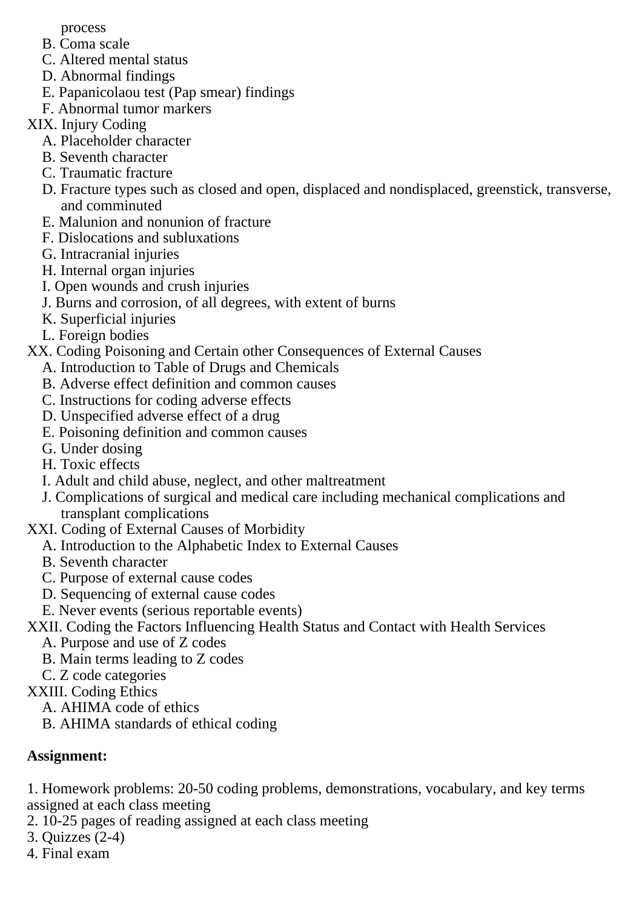process
   B. Coma scale
   C. Altered mental status
   D. Abnormal findings
   E. Papanicolaou test (Pap smear) findings
   F. Abnormal tumor markers

XIX. Injury Coding
   A. Placeholder character
   B. Seventh character
   C. Traumatic fracture
   D. Fracture types such as closed and open, displaced and nondisplaced, greenstick, transverse, and comminuted
   E. Malunion and nonunion of fracture
   F. Dislocations and subluxations
   G. Intracranial injuries
   H. Internal organ injuries
   I. Open wounds and crush injuries
   J. Burns and corrosion, of all degrees, with extent of burns
   K. Superficial injuries
   L. Foreign bodies

XX. Coding Poisoning and Certain other Consequences of External Causes
   A. Introduction to Table of Drugs and Chemicals
   B. Adverse effect definition and common causes
   C. Instructions for coding adverse effects
   D. Unspecified adverse effect of a drug
   E. Poisoning definition and common causes
   G. Under dosing
   H. Toxic effects
   I. Adult and child abuse, neglect, and other maltreatment
   J. Complications of surgical and medical care including mechanical complications and transplant complications

XXI. Coding of External Causes of Morbidity
   A. Introduction to the Alphabetic Index to External Causes
   B. Seventh character
   C. Purpose of external cause codes
   D. Sequencing of external cause codes
   E. Never events (serious reportable events)

XXII. Coding the Factors Influencing Health Status and Contact with Health Services
   A. Purpose and use of Z codes
   B. Main terms leading to Z codes
   C. Z code categories

XXIII. Coding Ethics
   A. AHIMA code of ethics
   B. AHIMA standards of ethical coding

**Assignment:**

1. Homework problems: 20-50 coding problems, demonstrations, vocabulary, and key terms assigned at each class meeting
2. 10-25 pages of reading assigned at each class meeting
3. Quizzes (2-4)
4. Final exam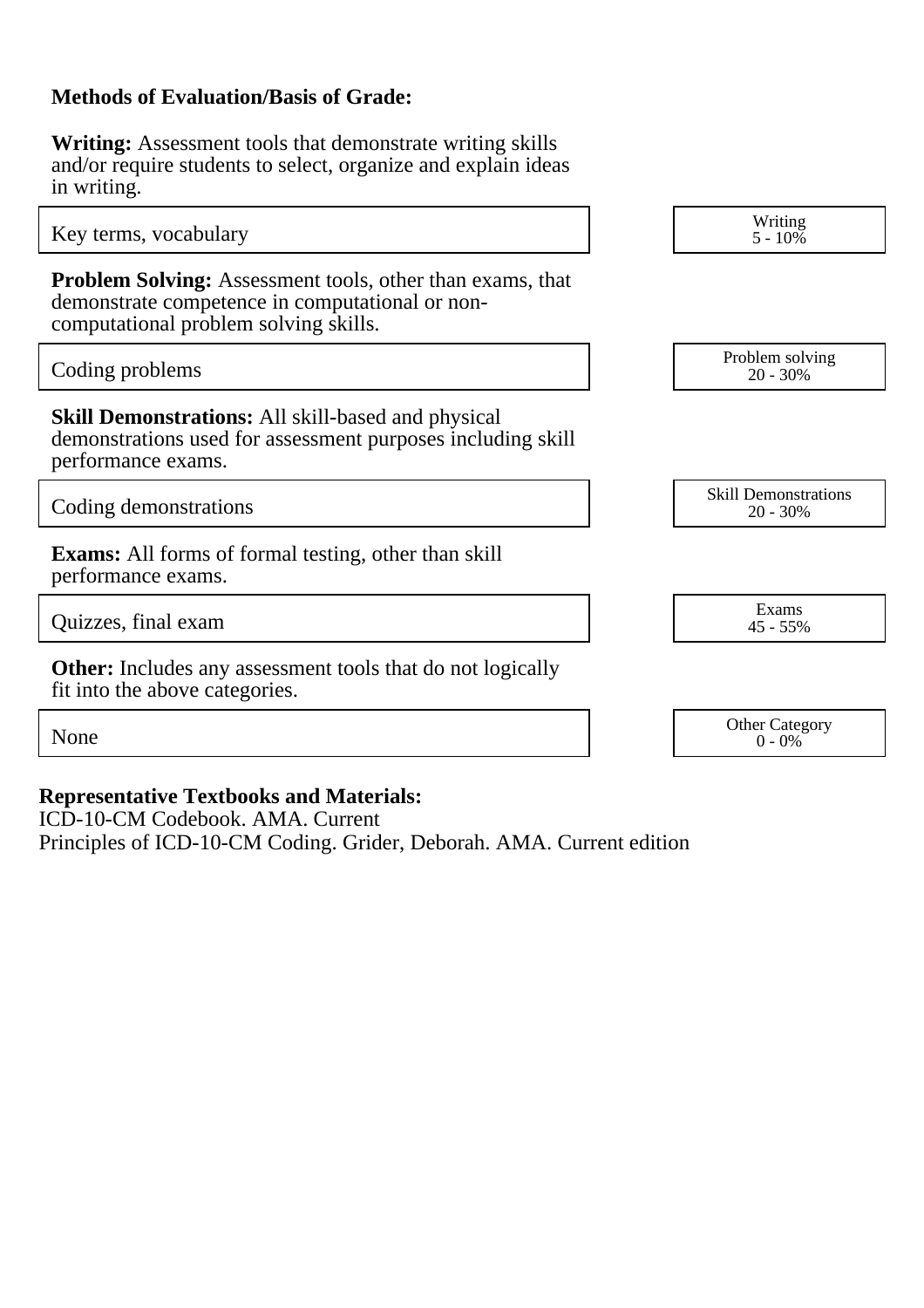**Methods of Evaluation/Basis of Grade:**

**Writing:** Assessment tools that demonstrate writing skills and/or require students to select, organize and explain ideas in writing.

| | |
|---|---|
| Key terms, vocabulary | Writing<br>5 - 10% |

**Problem Solving:** Assessment tools, other than exams, that demonstrate competence in computational or non-computational problem solving skills.

| | |
|---|---|
| Coding problems | Problem solving<br>20 - 30% |

**Skill Demonstrations:** All skill-based and physical demonstrations used for assessment purposes including skill performance exams.

| | |
|---|---|
| Coding demonstrations | Skill Demonstrations<br>20 - 30% |

**Exams:** All forms of formal testing, other than skill performance exams.

| | |
|---|---|
| Quizzes, final exam | Exams<br>45 - 55% |

**Other:** Includes any assessment tools that do not logically fit into the above categories.

| | |
|---|---|
| None | Other Category<br>0 - 0% |

**Representative Textbooks and Materials:**

ICD-10-CM Codebook. AMA. Current
Principles of ICD-10-CM Coding. Grider, Deborah. AMA. Current edition